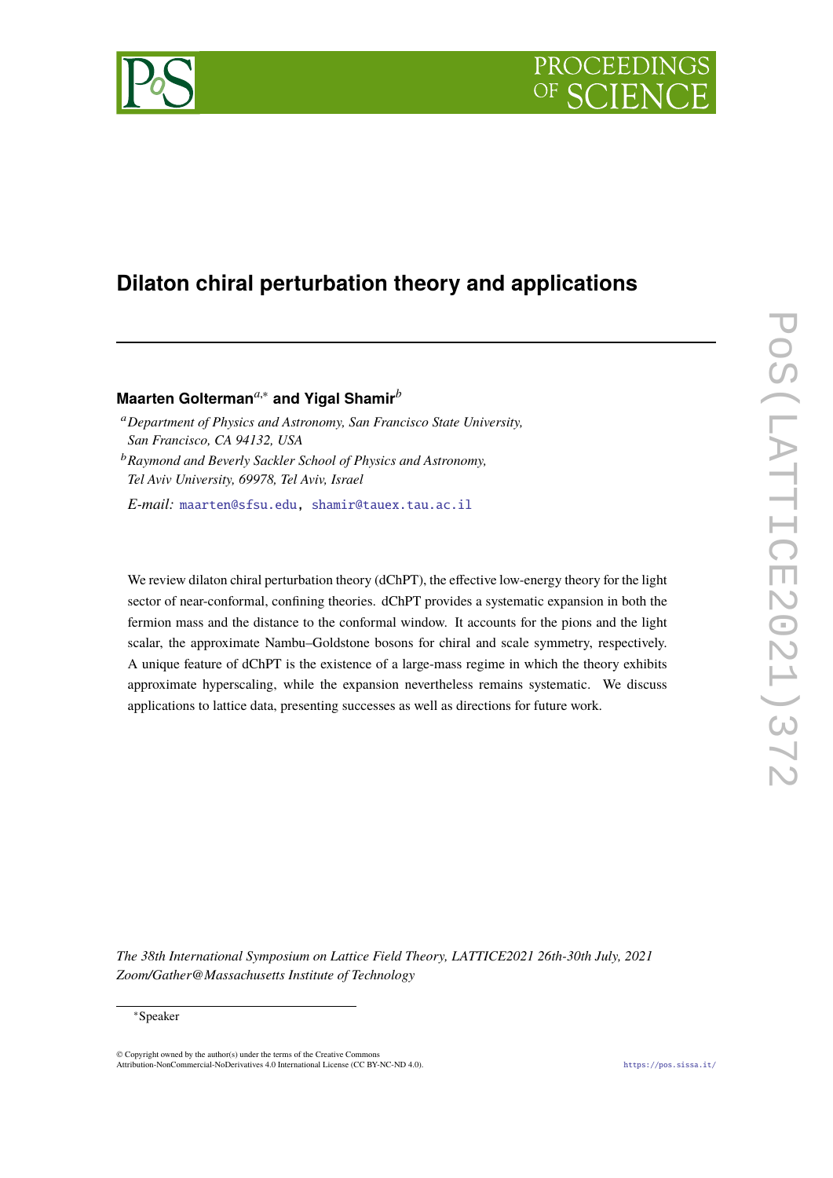# Dilaton chiral perturbation theory and applications

**Maarten Golterman**[a,*] **and Yigal Shamir**[b]

[a] *Department of Physics and Astronomy, San Francisco State University, San Francisco, CA 94132, USA*

[b] *Raymond and Beverly Sackler School of Physics and Astronomy, Tel Aviv University, 69978, Tel Aviv, Israel*

*E-mail:* maarten@sfsu.edu, shamir@tauex.tau.ac.il

We review dilaton chiral perturbation theory (dChPT), the effective low-energy theory for the light sector of near-conformal, confining theories. dChPT provides a systematic expansion in both the fermion mass and the distance to the conformal window. It accounts for the pions and the light scalar, the approximate Nambu–Goldstone bosons for chiral and scale symmetry, respectively. A unique feature of dChPT is the existence of a large-mass regime in which the theory exhibits approximate hyperscaling, while the expansion nevertheless remains systematic. We discuss applications to lattice data, presenting successes as well as directions for future work.

*The 38th International Symposium on Lattice Field Theory, LATTICE2021 26th-30th July, 2021 Zoom/Gather@Massachusetts Institute of Technology*

[*] Speaker

© Copyright owned by the author(s) under the terms of the Creative Commons Attribution-NonCommercial-NoDerivatives 4.0 International License (CC BY-NC-ND 4.0).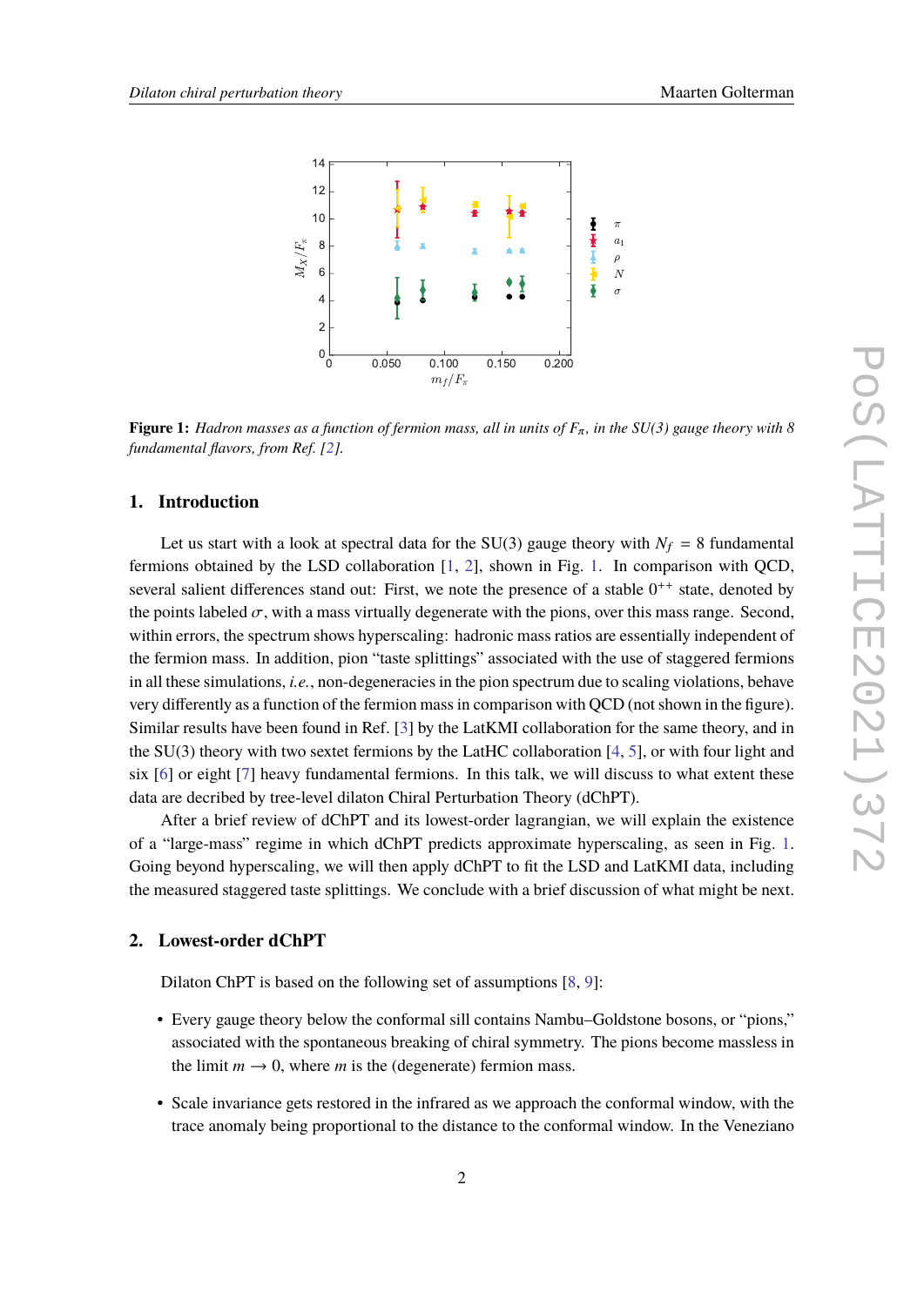**Figure 1:** *Hadron masses as a function of fermion mass, all in units of $F_\pi$, in the SU(3) gauge theory with 8 fundamental flavors, from Ref. [2].*

## 1. Introduction

Let us start with a look at spectral data for the SU(3) gauge theory with $N_f = 8$ fundamental fermions obtained by the LSD collaboration [1, 2], shown in Fig. 1. In comparison with QCD, several salient differences stand out: First, we note the presence of a stable $0^{++}$ state, denoted by the points labeled $\sigma$, with a mass virtually degenerate with the pions, over this mass range. Second, within errors, the spectrum shows hyperscaling: hadronic mass ratios are essentially independent of the fermion mass. In addition, pion "taste splittings" associated with the use of staggered fermions in all these simulations, *i.e.*, non-degeneracies in the pion spectrum due to scaling violations, behave very differently as a function of the fermion mass in comparison with QCD (not shown in the figure). Similar results have been found in Ref. [3] by the LatKMI collaboration for the same theory, and in the SU(3) theory with two sextet fermions by the LatHC collaboration [4, 5], or with four light and six [6] or eight [7] heavy fundamental fermions. In this talk, we will discuss to what extent these data are decribed by tree-level dilaton Chiral Perturbation Theory (dChPT).

After a brief review of dChPT and its lowest-order lagrangian, we will explain the existence of a "large-mass" regime in which dChPT predicts approximate hyperscaling, as seen in Fig. 1. Going beyond hyperscaling, we will then apply dChPT to fit the LSD and LatKMI data, including the measured staggered taste splittings. We conclude with a brief discussion of what might be next.

## 2. Lowest-order dChPT

Dilaton ChPT is based on the following set of assumptions [8, 9]:

- Every gauge theory below the conformal sill contains Nambu–Goldstone bosons, or "pions," associated with the spontaneous breaking of chiral symmetry. The pions become massless in the limit $m \to 0$, where $m$ is the (degenerate) fermion mass.
- Scale invariance gets restored in the infrared as we approach the conformal window, with the trace anomaly being proportional to the distance to the conformal window. In the Veneziano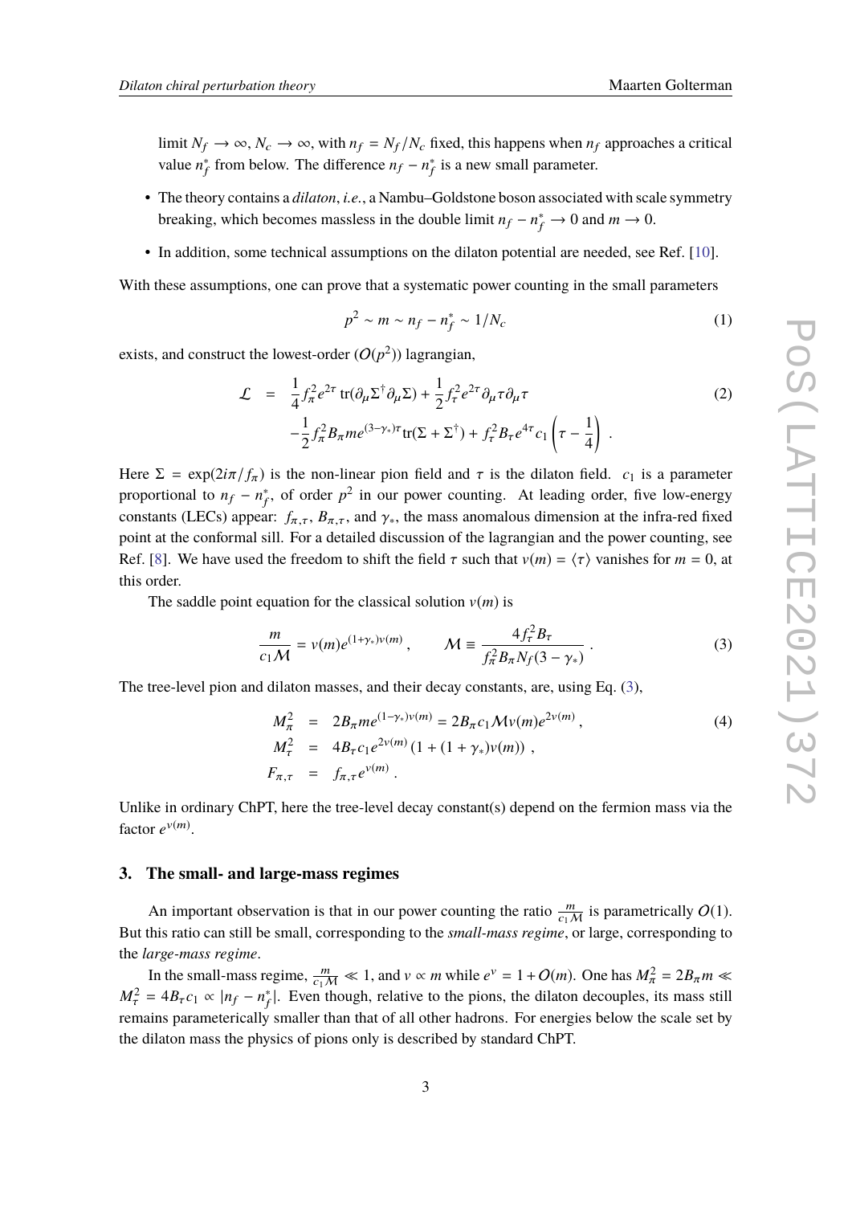limit $N_f \to \infty$, $N_c \to \infty$, with $n_f = N_f/N_c$ fixed, this happens when $n_f$ approaches a critical value $n_f^*$ from below. The difference $n_f - n_f^*$ is a new small parameter.

- The theory contains a *dilaton*, *i.e.*, a Nambu–Goldstone boson associated with scale symmetry breaking, which becomes massless in the double limit $n_f - n_f^* \to 0$ and $m \to 0$.
- In addition, some technical assumptions on the dilaton potential are needed, see Ref. [10].

With these assumptions, one can prove that a systematic power counting in the small parameters

$$p^2 \sim m \sim n_f - n_f^* \sim 1/N_c \tag{1}$$

exists, and construct the lowest-order ($O(p^2)$) lagrangian,

$$\begin{aligned}
\mathcal{L} &= \frac{1}{4} f_\pi^2 e^{2\tau}\, \mathrm{tr}(\partial_\mu \Sigma^\dagger \partial_\mu \Sigma) + \frac{1}{2} f_\tau^2 e^{2\tau} \partial_\mu \tau \partial_\mu \tau \\
&\quad - \frac{1}{2} f_\pi^2 B_\pi m e^{(3-\gamma_*)\tau} \mathrm{tr}(\Sigma + \Sigma^\dagger) + f_\tau^2 B_\tau e^{4\tau} c_1 \left(\tau - \frac{1}{4}\right) .
\end{aligned} \tag{2}$$

Here $\Sigma = \exp(2i\pi/f_\pi)$ is the non-linear pion field and $\tau$ is the dilaton field. $c_1$ is a parameter proportional to $n_f - n_f^*$, of order $p^2$ in our power counting. At leading order, five low-energy constants (LECs) appear: $f_{\pi,\tau}$, $B_{\pi,\tau}$, and $\gamma_*$, the mass anomalous dimension at the infra-red fixed point at the conformal sill. For a detailed discussion of the lagrangian and the power counting, see Ref. [8]. We have used the freedom to shift the field $\tau$ such that $v(m) = \langle \tau \rangle$ vanishes for $m = 0$, at this order.

The saddle point equation for the classical solution $v(m)$ is

$$\frac{m}{c_1 \mathcal{M}} = v(m) e^{(1+\gamma_*)v(m)} , \qquad \mathcal{M} \equiv \frac{4 f_\tau^2 B_\tau}{f_\pi^2 B_\pi N_f (3-\gamma_*)} . \tag{3}$$

The tree-level pion and dilaton masses, and their decay constants, are, using Eq. (3),

$$\begin{aligned}
M_\pi^2 &= 2B_\pi m e^{(1-\gamma_*)v(m)} = 2B_\pi c_1 \mathcal{M} v(m) e^{2v(m)} , \\
M_\tau^2 &= 4B_\tau c_1 e^{2v(m)} \left(1 + (1+\gamma_*) v(m)\right) , \\
F_{\pi,\tau} &= f_{\pi,\tau} e^{v(m)} .
\end{aligned} \tag{4}$$

Unlike in ordinary ChPT, here the tree-level decay constant(s) depend on the fermion mass via the factor $e^{v(m)}$.

## 3. The small- and large-mass regimes

An important observation is that in our power counting the ratio $\frac{m}{c_1 \mathcal{M}}$ is parametrically $O(1)$. But this ratio can still be small, corresponding to the *small-mass regime*, or large, corresponding to the *large-mass regime*.

In the small-mass regime, $\frac{m}{c_1 \mathcal{M}} \ll 1$, and $v \propto m$ while $e^v = 1 + O(m)$. One has $M_\pi^2 = 2B_\pi m \ll M_\tau^2 = 4B_\tau c_1 \propto |n_f - n_f^*|$. Even though, relative to the pions, the dilaton decouples, its mass still remains parameterically smaller than that of all other hadrons. For energies below the scale set by the dilaton mass the physics of pions only is described by standard ChPT.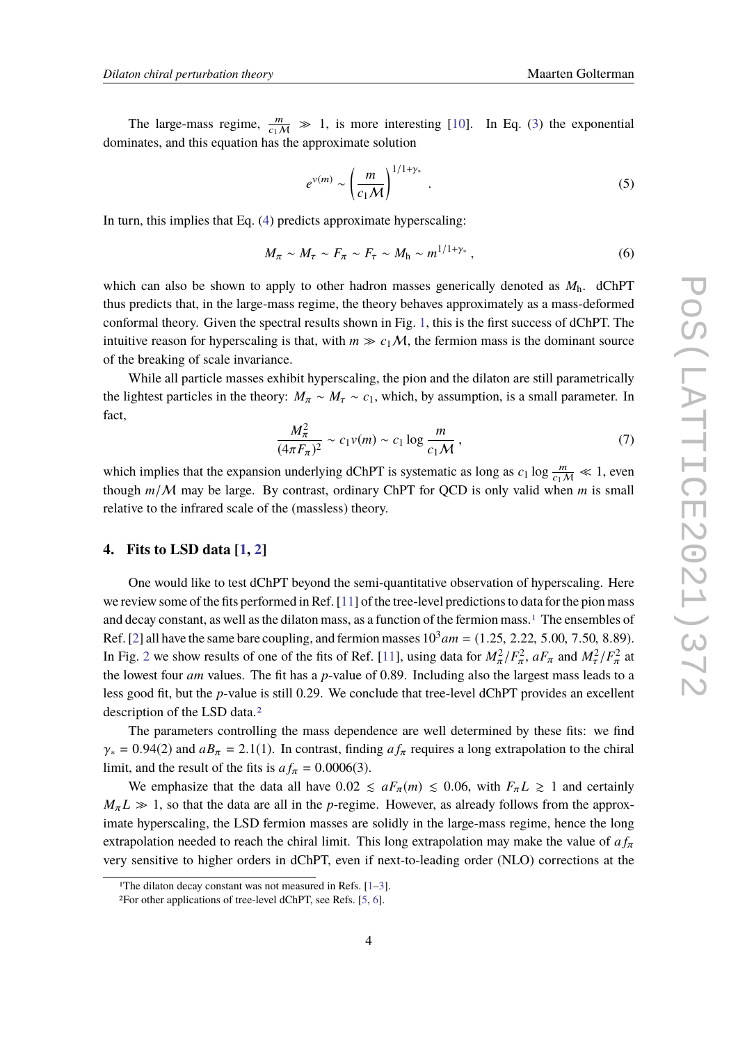The large-mass regime, $\frac{m}{c_1 \mathcal{M}} \gg 1$, is more interesting [10]. In Eq. (3) the exponential dominates, and this equation has the approximate solution

$$e^{v(m)} \sim \left(\frac{m}{c_1 \mathcal{M}}\right)^{1/1+\gamma_*} . \tag{5}$$

In turn, this implies that Eq. (4) predicts approximate hyperscaling:

$$M_\pi \sim M_\tau \sim F_\pi \sim F_\tau \sim M_{\rm h} \sim m^{1/1+\gamma_*} , \tag{6}$$

which can also be shown to apply to other hadron masses generically denoted as $M_{\rm h}$. dChPT thus predicts that, in the large-mass regime, the theory behaves approximately as a mass-deformed conformal theory. Given the spectral results shown in Fig. 1, this is the first success of dChPT. The intuitive reason for hyperscaling is that, with $m \gg c_1 \mathcal{M}$, the fermion mass is the dominant source of the breaking of scale invariance.

While all particle masses exhibit hyperscaling, the pion and the dilaton are still parametrically the lightest particles in the theory: $M_\pi \sim M_\tau \sim c_1$, which, by assumption, is a small parameter. In fact,

$$\frac{M_\pi^2}{(4\pi F_\pi)^2} \sim c_1 v(m) \sim c_1 \log \frac{m}{c_1 \mathcal{M}} , \tag{7}$$

which implies that the expansion underlying dChPT is systematic as long as $c_1 \log \frac{m}{c_1 \mathcal{M}} \ll 1$, even though $m/\mathcal{M}$ may be large. By contrast, ordinary ChPT for QCD is only valid when $m$ is small relative to the infrared scale of the (massless) theory.

## 4. Fits to LSD data [1, 2]

One would like to test dChPT beyond the semi-quantitative observation of hyperscaling. Here we review some of the fits performed in Ref. [11] of the tree-level predictions to data for the pion mass and decay constant, as well as the dilaton mass, as a function of the fermion mass.[1] The ensembles of Ref. [2] all have the same bare coupling, and fermion masses $10^3 am = (1.25, 2.22, 5.00, 7.50, 8.89)$. In Fig. 2 we show results of one of the fits of Ref. [11], using data for $M_\pi^2/F_\pi^2$, $aF_\pi$ and $M_\tau^2/F_\pi^2$ at the lowest four $am$ values. The fit has a $p$-value of 0.89. Including also the largest mass leads to a less good fit, but the $p$-value is still 0.29. We conclude that tree-level dChPT provides an excellent description of the LSD data.[2]

The parameters controlling the mass dependence are well determined by these fits: we find $\gamma_* = 0.94(2)$ and $aB_\pi = 2.1(1)$. In contrast, finding $af_\pi$ requires a long extrapolation to the chiral limit, and the result of the fits is $af_\pi = 0.0006(3)$.

We emphasize that the data all have $0.02 \lesssim aF_\pi(m) \lesssim 0.06$, with $F_\pi L \gtrsim 1$ and certainly $M_\pi L \gg 1$, so that the data are all in the $p$-regime. However, as already follows from the approximate hyperscaling, the LSD fermion masses are solidly in the large-mass regime, hence the long extrapolation needed to reach the chiral limit. This long extrapolation may make the value of $af_\pi$ very sensitive to higher orders in dChPT, even if next-to-leading order (NLO) corrections at the

[1] The dilaton decay constant was not measured in Refs. [1–3].

[2] For other applications of tree-level dChPT, see Refs. [5, 6].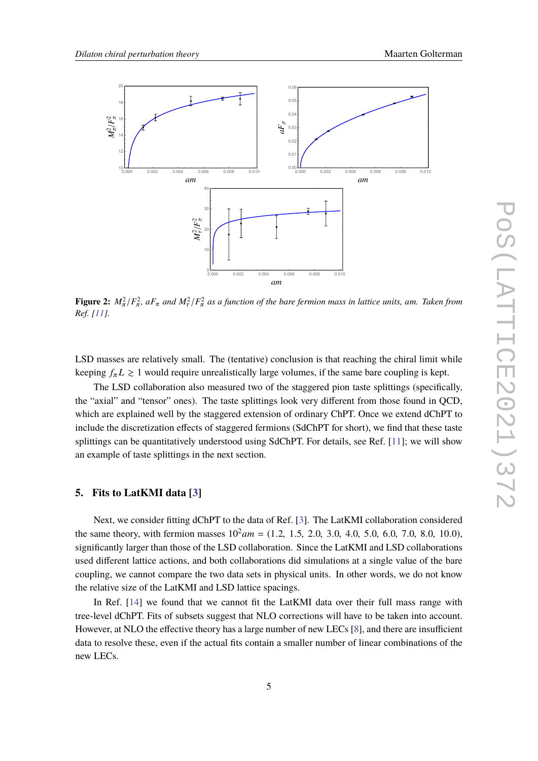**Figure 2:** $M_\pi^2/F_\pi^2$, $aF_\pi$ and $M_\tau^2/F_\pi^2$ *as a function of the bare fermion mass in lattice units, am. Taken from Ref. [11].*

LSD masses are relatively small. The (tentative) conclusion is that reaching the chiral limit while keeping $f_\pi L \gtrsim 1$ would require unrealistically large volumes, if the same bare coupling is kept.

The LSD collaboration also measured two of the staggered pion taste splittings (specifically, the "axial" and "tensor" ones). The taste splittings look very different from those found in QCD, which are explained well by the staggered extension of ordinary ChPT. Once we extend dChPT to include the discretization effects of staggered fermions (SdChPT for short), we find that these taste splittings can be quantitatively understood using SdChPT. For details, see Ref. [11]; we will show an example of taste splittings in the next section.

## 5. Fits to LatKMI data [3]

Next, we consider fitting dChPT to the data of Ref. [3]. The LatKMI collaboration considered the same theory, with fermion masses $10^2 am = (1.2,\ 1.5,\ 2.0,\ 3.0,\ 4.0,\ 5.0,\ 6.0,\ 7.0,\ 8.0,\ 10.0)$, significantly larger than those of the LSD collaboration. Since the LatKMI and LSD collaborations used different lattice actions, and both collaborations did simulations at a single value of the bare coupling, we cannot compare the two data sets in physical units. In other words, we do not know the relative size of the LatKMI and LSD lattice spacings.

In Ref. [14] we found that we cannot fit the LatKMI data over their full mass range with tree-level dChPT. Fits of subsets suggest that NLO corrections will have to be taken into account. However, at NLO the effective theory has a large number of new LECs [8], and there are insufficient data to resolve these, even if the actual fits contain a smaller number of linear combinations of the new LECs.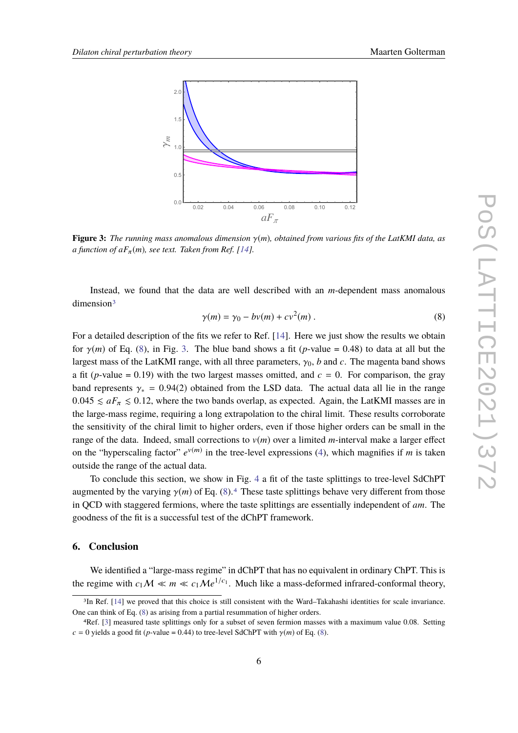**Figure 3:** *The running mass anomalous dimension $\gamma(m)$, obtained from various fits of the LatKMI data, as a function of $aF_\pi(m)$, see text. Taken from Ref. [14].*

Instead, we found that the data are well described with an $m$-dependent mass anomalous dimension[3]

$$\gamma(m) = \gamma_0 - bv(m) + cv^2(m) \,. \tag{8}$$

For a detailed description of the fits we refer to Ref. [14]. Here we just show the results we obtain for $\gamma(m)$ of Eq. (8), in Fig. 3. The blue band shows a fit ($p$-value = 0.48) to data at all but the largest mass of the LatKMI range, with all three parameters, $\gamma_0$, $b$ and $c$. The magenta band shows a fit ($p$-value = 0.19) with the two largest masses omitted, and $c = 0$. For comparison, the gray band represents $\gamma_* = 0.94(2)$ obtained from the LSD data. The actual data all lie in the range $0.045 \lesssim aF_\pi \lesssim 0.12$, where the two bands overlap, as expected. Again, the LatKMI masses are in the large-mass regime, requiring a long extrapolation to the chiral limit. These results corroborate the sensitivity of the chiral limit to higher orders, even if those higher orders can be small in the range of the data. Indeed, small corrections to $v(m)$ over a limited $m$-interval make a larger effect on the "hyperscaling factor" $e^{v(m)}$ in the tree-level expressions (4), which magnifies if $m$ is taken outside the range of the actual data.

To conclude this section, we show in Fig. 4 a fit of the taste splittings to tree-level SdChPT augmented by the varying $\gamma(m)$ of Eq. (8).[4] These taste splittings behave very different from those in QCD with staggered fermions, where the taste splittings are essentially independent of $am$. The goodness of the fit is a successful test of the dChPT framework.

## 6. Conclusion

We identified a "large-mass regime" in dChPT that has no equivalent in ordinary ChPT. This is the regime with $c_1\mathcal{M} \ll m \ll c_1\mathcal{M}e^{1/c_1}$. Much like a mass-deformed infrared-conformal theory,

---

[3] In Ref. [14] we proved that this choice is still consistent with the Ward–Takahashi identities for scale invariance. One can think of Eq. (8) as arising from a partial resummation of higher orders.

[4] Ref. [3] measured taste splittings only for a subset of seven fermion masses with a maximum value 0.08. Setting $c = 0$ yields a good fit ($p$-value = 0.44) to tree-level SdChPT with $\gamma(m)$ of Eq. (8).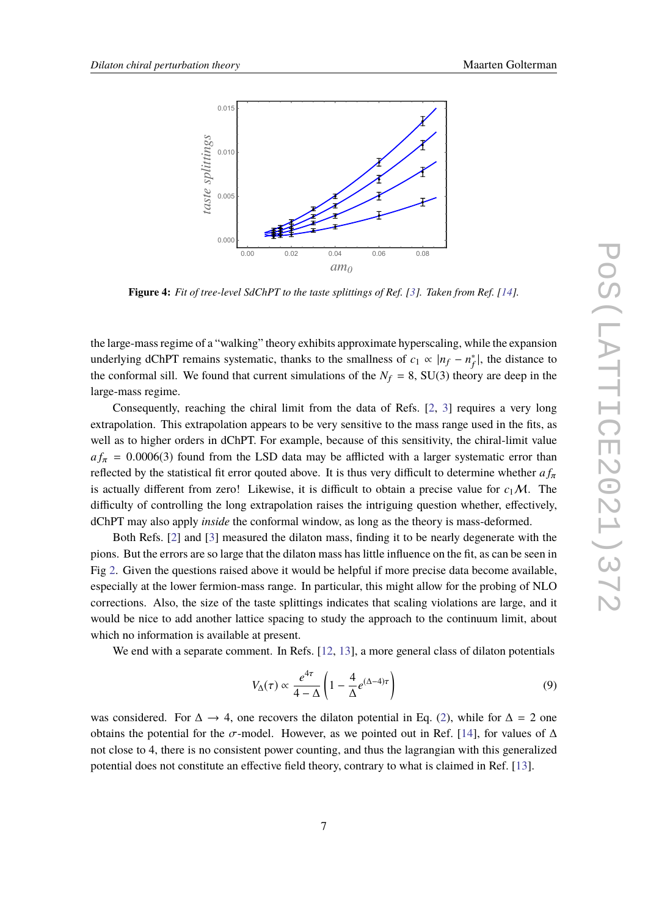**Figure 4:** *Fit of tree-level SdChPT to the taste splittings of Ref. [3]. Taken from Ref. [14].*

the large-mass regime of a "walking" theory exhibits approximate hyperscaling, while the expansion underlying dChPT remains systematic, thanks to the smallness of $c_1 \propto |n_f - n_f^*|$, the distance to the conformal sill. We found that current simulations of the $N_f = 8$, SU(3) theory are deep in the large-mass regime.

Consequently, reaching the chiral limit from the data of Refs. [2, 3] requires a very long extrapolation. This extrapolation appears to be very sensitive to the mass range used in the fits, as well as to higher orders in dChPT. For example, because of this sensitivity, the chiral-limit value $af_\pi = 0.0006(3)$ found from the LSD data may be afflicted with a larger systematic error than reflected by the statistical fit error qouted above. It is thus very difficult to determine whether $af_\pi$ is actually different from zero! Likewise, it is difficult to obtain a precise value for $c_1\mathcal{M}$. The difficulty of controlling the long extrapolation raises the intriguing question whether, effectively, dChPT may also apply *inside* the conformal window, as long as the theory is mass-deformed.

Both Refs. [2] and [3] measured the dilaton mass, finding it to be nearly degenerate with the pions. But the errors are so large that the dilaton mass has little influence on the fit, as can be seen in Fig 2. Given the questions raised above it would be helpful if more precise data become available, especially at the lower fermion-mass range. In particular, this might allow for the probing of NLO corrections. Also, the size of the taste splittings indicates that scaling violations are large, and it would be nice to add another lattice spacing to study the approach to the continuum limit, about which no information is available at present.

We end with a separate comment. In Refs. [12, 13], a more general class of dilaton potentials

$$V_\Delta(\tau) \propto \frac{e^{4\tau}}{4-\Delta}\left(1 - \frac{4}{\Delta}e^{(\Delta-4)\tau}\right) \tag{9}$$

was considered. For $\Delta \to 4$, one recovers the dilaton potential in Eq. (2), while for $\Delta = 2$ one obtains the potential for the $\sigma$-model. However, as we pointed out in Ref. [14], for values of $\Delta$ not close to 4, there is no consistent power counting, and thus the lagrangian with this generalized potential does not constitute an effective field theory, contrary to what is claimed in Ref. [13].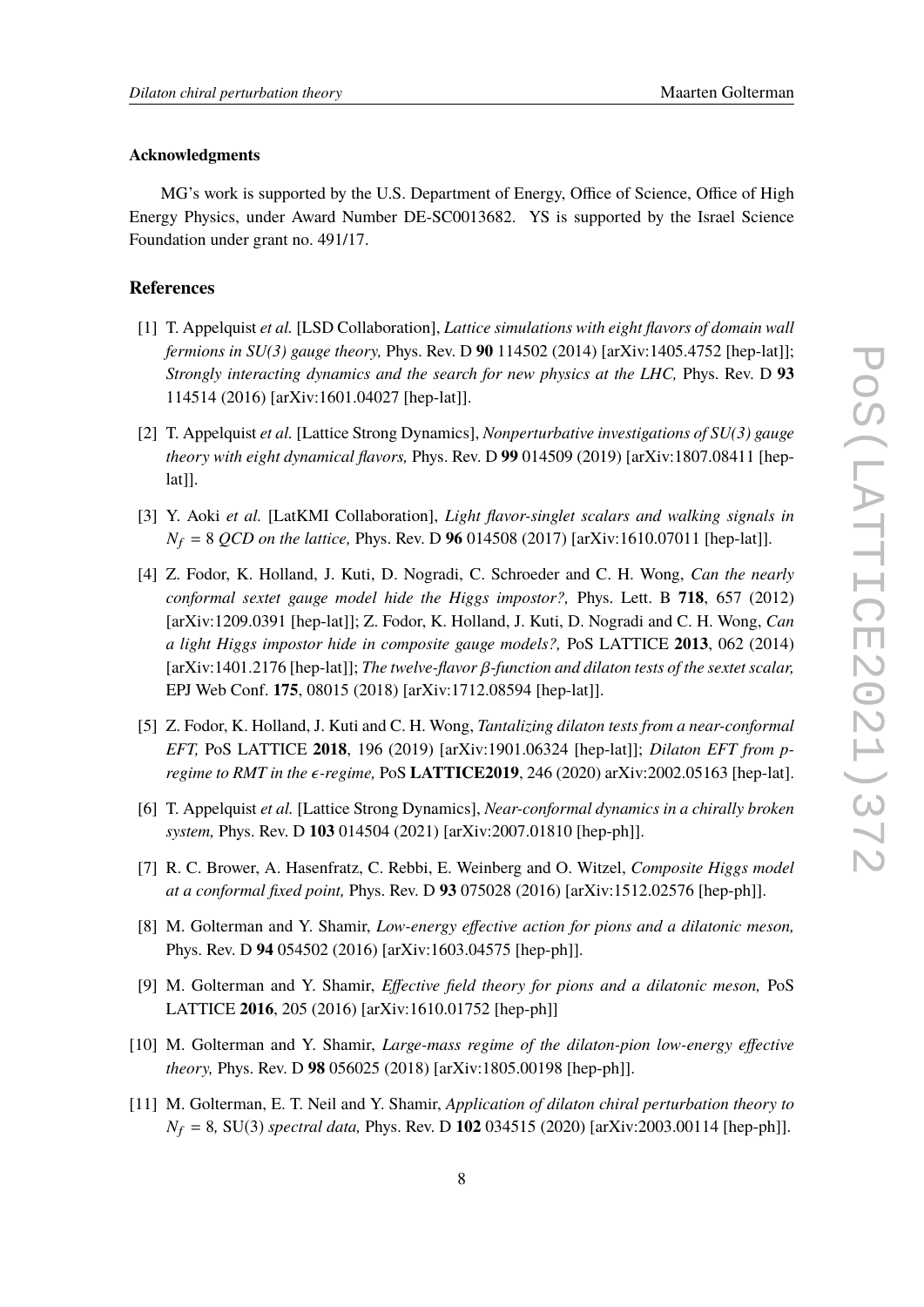#### Acknowledgments

MG's work is supported by the U.S. Department of Energy, Office of Science, Office of High Energy Physics, under Award Number DE-SC0013682. YS is supported by the Israel Science Foundation under grant no. 491/17.

### References

[1] T. Appelquist *et al.* [LSD Collaboration], *Lattice simulations with eight flavors of domain wall fermions in SU(3) gauge theory,* Phys. Rev. D **90** 114502 (2014) [arXiv:1405.4752 [hep-lat]]; *Strongly interacting dynamics and the search for new physics at the LHC,* Phys. Rev. D **93** 114514 (2016) [arXiv:1601.04027 [hep-lat]].

[2] T. Appelquist *et al.* [Lattice Strong Dynamics], *Nonperturbative investigations of SU(3) gauge theory with eight dynamical flavors,* Phys. Rev. D **99** 014509 (2019) [arXiv:1807.08411 [hep-lat]].

[3] Y. Aoki *et al.* [LatKMI Collaboration], *Light flavor-singlet scalars and walking signals in $N_f = 8$ QCD on the lattice,* Phys. Rev. D **96** 014508 (2017) [arXiv:1610.07011 [hep-lat]].

[4] Z. Fodor, K. Holland, J. Kuti, D. Nogradi, C. Schroeder and C. H. Wong, *Can the nearly conformal sextet gauge model hide the Higgs impostor?,* Phys. Lett. B **718**, 657 (2012) [arXiv:1209.0391 [hep-lat]]; Z. Fodor, K. Holland, J. Kuti, D. Nogradi and C. H. Wong, *Can a light Higgs impostor hide in composite gauge models?,* PoS LATTICE **2013**, 062 (2014) [arXiv:1401.2176 [hep-lat]]; *The twelve-flavor $\beta$-function and dilaton tests of the sextet scalar,* EPJ Web Conf. **175**, 08015 (2018) [arXiv:1712.08594 [hep-lat]].

[5] Z. Fodor, K. Holland, J. Kuti and C. H. Wong, *Tantalizing dilaton tests from a near-conformal EFT,* PoS LATTICE **2018**, 196 (2019) [arXiv:1901.06324 [hep-lat]]; *Dilaton EFT from p-regime to RMT in the $\epsilon$-regime,* PoS **LATTICE2019**, 246 (2020) arXiv:2002.05163 [hep-lat].

[6] T. Appelquist *et al.* [Lattice Strong Dynamics], *Near-conformal dynamics in a chirally broken system,* Phys. Rev. D **103** 014504 (2021) [arXiv:2007.01810 [hep-ph]].

[7] R. C. Brower, A. Hasenfratz, C. Rebbi, E. Weinberg and O. Witzel, *Composite Higgs model at a conformal fixed point,* Phys. Rev. D **93** 075028 (2016) [arXiv:1512.02576 [hep-ph]].

[8] M. Golterman and Y. Shamir, *Low-energy effective action for pions and a dilatonic meson,* Phys. Rev. D **94** 054502 (2016) [arXiv:1603.04575 [hep-ph]].

[9] M. Golterman and Y. Shamir, *Effective field theory for pions and a dilatonic meson,* PoS LATTICE **2016**, 205 (2016) [arXiv:1610.01752 [hep-ph]]

[10] M. Golterman and Y. Shamir, *Large-mass regime of the dilaton-pion low-energy effective theory,* Phys. Rev. D **98** 056025 (2018) [arXiv:1805.00198 [hep-ph]].

[11] M. Golterman, E. T. Neil and Y. Shamir, *Application of dilaton chiral perturbation theory to $N_f = 8$,* SU(3) *spectral data,* Phys. Rev. D **102** 034515 (2020) [arXiv:2003.00114 [hep-ph]].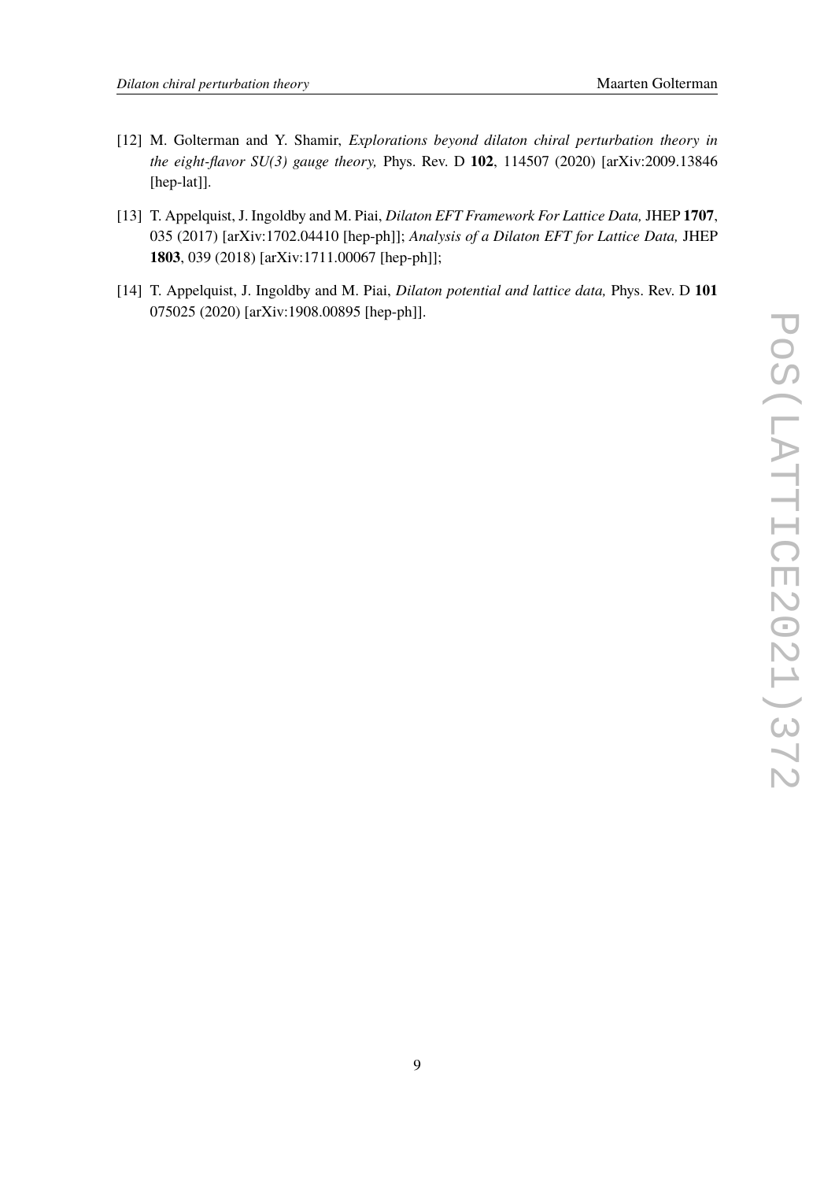[12] M. Golterman and Y. Shamir, *Explorations beyond dilaton chiral perturbation theory in the eight-flavor SU(3) gauge theory,* Phys. Rev. D **102**, 114507 (2020) [arXiv:2009.13846 [hep-lat]].

[13] T. Appelquist, J. Ingoldby and M. Piai, *Dilaton EFT Framework For Lattice Data,* JHEP **1707**, 035 (2017) [arXiv:1702.04410 [hep-ph]]; *Analysis of a Dilaton EFT for Lattice Data,* JHEP **1803**, 039 (2018) [arXiv:1711.00067 [hep-ph]];

[14] T. Appelquist, J. Ingoldby and M. Piai, *Dilaton potential and lattice data,* Phys. Rev. D **101** 075025 (2020) [arXiv:1908.00895 [hep-ph]].